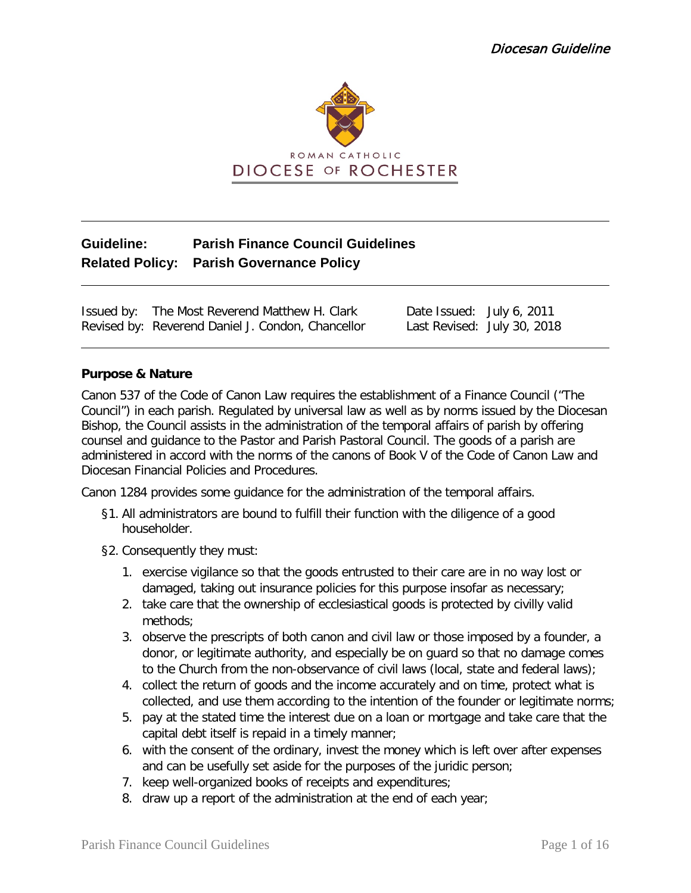*Diocesan Guideline*

ROMAN CATHOLIC
DIOCESE OF ROCHESTER

**Guideline:** **Parish Finance Council Guidelines**
**Related Policy:** **Parish Governance Policy**

Issued by: The Most Reverend Matthew H. Clark — Date Issued: July 6, 2011
Revised by: Reverend Daniel J. Condon, Chancellor — Last Revised: July 30, 2018

**Purpose & Nature**

Canon 537 of the Code of Canon Law requires the establishment of a Finance Council ("The Council") in each parish. Regulated by universal law as well as by norms issued by the Diocesan Bishop, the Council assists in the administration of the temporal affairs of parish by offering counsel and guidance to the Pastor and Parish Pastoral Council. The goods of a parish are administered in accord with the norms of the canons of Book V of the Code of Canon Law and Diocesan Financial Policies and Procedures.

Canon 1284 provides some guidance for the administration of the temporal affairs.

§1. All administrators are bound to fulfill their function with the diligence of a good householder.

§2. Consequently they must:

1. exercise vigilance so that the goods entrusted to their care are in no way lost or damaged, taking out insurance policies for this purpose insofar as necessary;
2. take care that the ownership of ecclesiastical goods is protected by civilly valid methods;
3. observe the prescripts of both canon and civil law or those imposed by a founder, a donor, or legitimate authority, and especially be on guard so that no damage comes to the Church from the non-observance of civil laws (local, state and federal laws);
4. collect the return of goods and the income accurately and on time, protect what is collected, and use them according to the intention of the founder or legitimate norms;
5. pay at the stated time the interest due on a loan or mortgage and take care that the capital debt itself is repaid in a timely manner;
6. with the consent of the ordinary, invest the money which is left over after expenses and can be usefully set aside for the purposes of the juridic person;
7. keep well-organized books of receipts and expenditures;
8. draw up a report of the administration at the end of each year;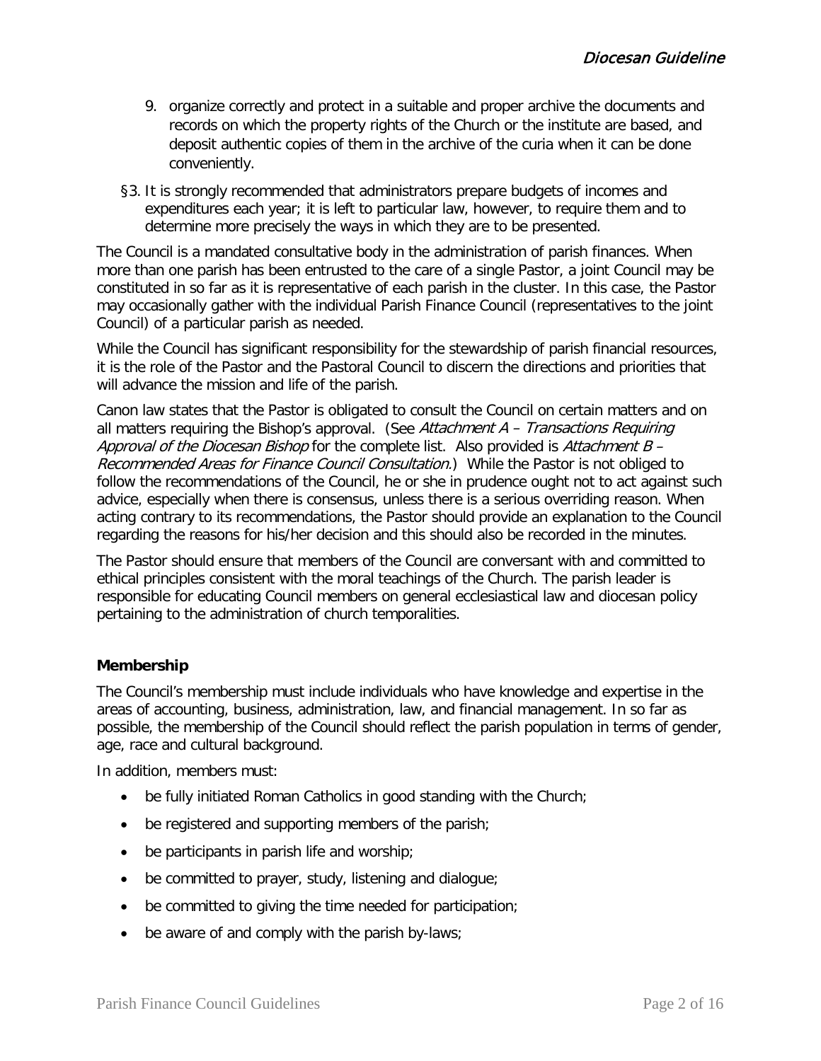9. organize correctly and protect in a suitable and proper archive the documents and records on which the property rights of the Church or the institute are based, and deposit authentic copies of them in the archive of the curia when it can be done conveniently.

§3. It is strongly recommended that administrators prepare budgets of incomes and expenditures each year; it is left to particular law, however, to require them and to determine more precisely the ways in which they are to be presented.

The Council is a mandated consultative body in the administration of parish finances. When more than one parish has been entrusted to the care of a single Pastor, a joint Council may be constituted in so far as it is representative of each parish in the cluster. In this case, the Pastor may occasionally gather with the individual Parish Finance Council (representatives to the joint Council) of a particular parish as needed.

While the Council has significant responsibility for the stewardship of parish financial resources, it is the role of the Pastor and the Pastoral Council to discern the directions and priorities that will advance the mission and life of the parish.

Canon law states that the Pastor is obligated to consult the Council on certain matters and on all matters requiring the Bishop's approval. (See *Attachment A – Transactions Requiring Approval of the Diocesan Bishop* for the complete list. Also provided is *Attachment B – Recommended Areas for Finance Council Consultation*.) While the Pastor is not obliged to follow the recommendations of the Council, he or she in prudence ought not to act against such advice, especially when there is consensus, unless there is a serious overriding reason. When acting contrary to its recommendations, the Pastor should provide an explanation to the Council regarding the reasons for his/her decision and this should also be recorded in the minutes.

The Pastor should ensure that members of the Council are conversant with and committed to ethical principles consistent with the moral teachings of the Church. The parish leader is responsible for educating Council members on general ecclesiastical law and diocesan policy pertaining to the administration of church temporalities.

**Membership**

The Council's membership must include individuals who have knowledge and expertise in the areas of accounting, business, administration, law, and financial management. In so far as possible, the membership of the Council should reflect the parish population in terms of gender, age, race and cultural background.

In addition, members must:

- be fully initiated Roman Catholics in good standing with the Church;
- be registered and supporting members of the parish;
- be participants in parish life and worship;
- be committed to prayer, study, listening and dialogue;
- be committed to giving the time needed for participation;
- be aware of and comply with the parish by-laws;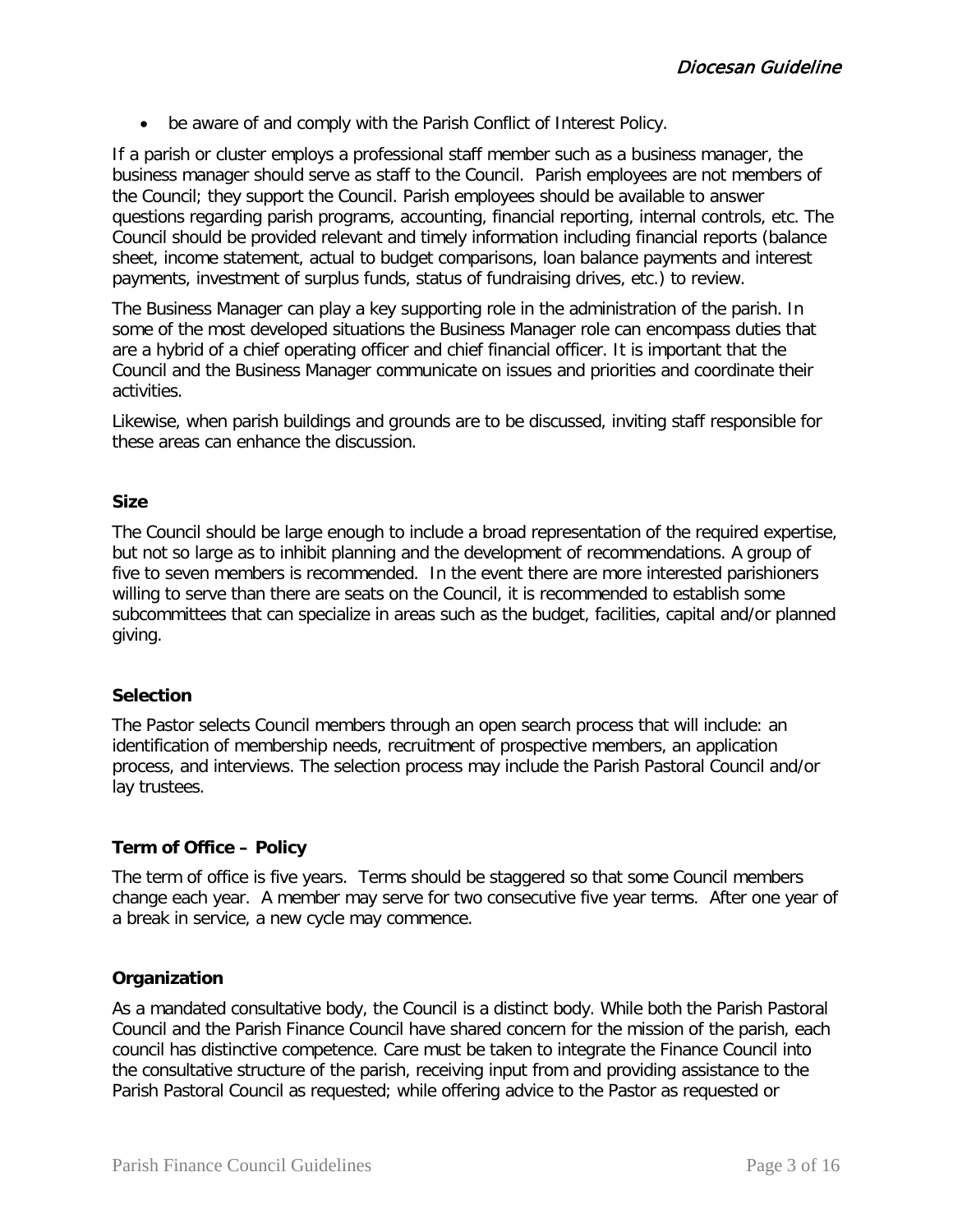- be aware of and comply with the Parish Conflict of Interest Policy.

If a parish or cluster employs a professional staff member such as a business manager, the business manager should serve as staff to the Council. Parish employees are not members of the Council; they support the Council. Parish employees should be available to answer questions regarding parish programs, accounting, financial reporting, internal controls, etc. The Council should be provided relevant and timely information including financial reports (balance sheet, income statement, actual to budget comparisons, loan balance payments and interest payments, investment of surplus funds, status of fundraising drives, etc.) to review.

The Business Manager can play a key supporting role in the administration of the parish. In some of the most developed situations the Business Manager role can encompass duties that are a hybrid of a chief operating officer and chief financial officer. It is important that the Council and the Business Manager communicate on issues and priorities and coordinate their activities.

Likewise, when parish buildings and grounds are to be discussed, inviting staff responsible for these areas can enhance the discussion.

### Size

The Council should be large enough to include a broad representation of the required expertise, but not so large as to inhibit planning and the development of recommendations. A group of five to seven members is recommended. In the event there are more interested parishioners willing to serve than there are seats on the Council, it is recommended to establish some subcommittees that can specialize in areas such as the budget, facilities, capital and/or planned giving.

### Selection

The Pastor selects Council members through an open search process that will include: an identification of membership needs, recruitment of prospective members, an application process, and interviews. The selection process may include the Parish Pastoral Council and/or lay trustees.

### Term of Office – Policy

The term of office is five years. Terms should be staggered so that some Council members change each year. A member may serve for two consecutive five year terms. After one year of a break in service, a new cycle may commence.

### Organization

As a mandated consultative body, the Council is a distinct body. While both the Parish Pastoral Council and the Parish Finance Council have shared concern for the mission of the parish, each council has distinctive competence. Care must be taken to integrate the Finance Council into the consultative structure of the parish, receiving input from and providing assistance to the Parish Pastoral Council as requested; while offering advice to the Pastor as requested or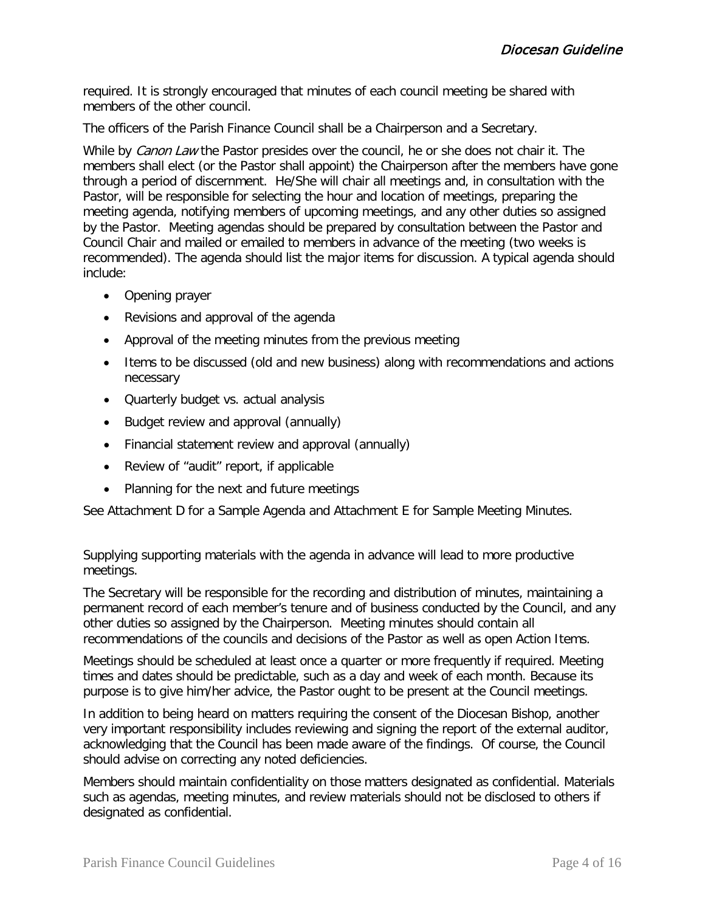required. It is strongly encouraged that minutes of each council meeting be shared with members of the other council.

The officers of the Parish Finance Council shall be a Chairperson and a Secretary.

While by *Canon Law* the Pastor presides over the council, he or she does not chair it. The members shall elect (or the Pastor shall appoint) the Chairperson after the members have gone through a period of discernment. He/She will chair all meetings and, in consultation with the Pastor, will be responsible for selecting the hour and location of meetings, preparing the meeting agenda, notifying members of upcoming meetings, and any other duties so assigned by the Pastor. Meeting agendas should be prepared by consultation between the Pastor and Council Chair and mailed or emailed to members in advance of the meeting (two weeks is recommended). The agenda should list the major items for discussion. A typical agenda should include:

- Opening prayer
- Revisions and approval of the agenda
- Approval of the meeting minutes from the previous meeting
- Items to be discussed (old and new business) along with recommendations and actions necessary
- Quarterly budget vs. actual analysis
- Budget review and approval (annually)
- Financial statement review and approval (annually)
- Review of "audit" report, if applicable
- Planning for the next and future meetings

See Attachment D for a Sample Agenda and Attachment E for Sample Meeting Minutes.

Supplying supporting materials with the agenda in advance will lead to more productive meetings.

The Secretary will be responsible for the recording and distribution of minutes, maintaining a permanent record of each member's tenure and of business conducted by the Council, and any other duties so assigned by the Chairperson. Meeting minutes should contain all recommendations of the councils and decisions of the Pastor as well as open Action Items.

Meetings should be scheduled at least once a quarter or more frequently if required. Meeting times and dates should be predictable, such as a day and week of each month. Because its purpose is to give him/her advice, the Pastor ought to be present at the Council meetings.

In addition to being heard on matters requiring the consent of the Diocesan Bishop, another very important responsibility includes reviewing and signing the report of the external auditor, acknowledging that the Council has been made aware of the findings. Of course, the Council should advise on correcting any noted deficiencies.

Members should maintain confidentiality on those matters designated as confidential. Materials such as agendas, meeting minutes, and review materials should not be disclosed to others if designated as confidential.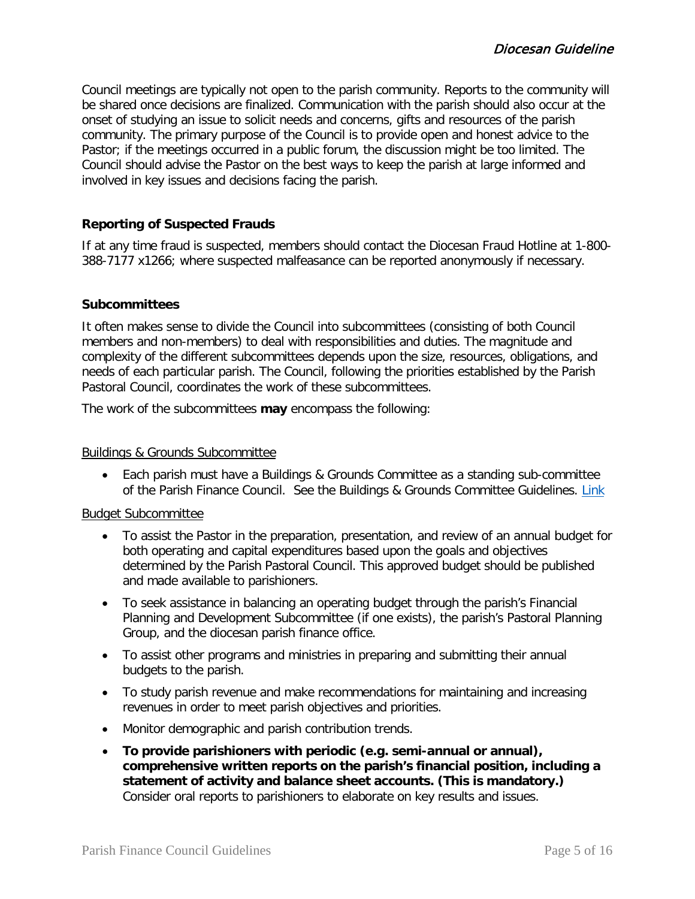Council meetings are typically not open to the parish community. Reports to the community will be shared once decisions are finalized. Communication with the parish should also occur at the onset of studying an issue to solicit needs and concerns, gifts and resources of the parish community. The primary purpose of the Council is to provide open and honest advice to the Pastor; if the meetings occurred in a public forum, the discussion might be too limited. The Council should advise the Pastor on the best ways to keep the parish at large informed and involved in key issues and decisions facing the parish.

### Reporting of Suspected Frauds

If at any time fraud is suspected, members should contact the Diocesan Fraud Hotline at 1-800-388-7177 x1266; where suspected malfeasance can be reported anonymously if necessary.

### Subcommittees

It often makes sense to divide the Council into subcommittees (consisting of both Council members and non-members) to deal with responsibilities and duties. The magnitude and complexity of the different subcommittees depends upon the size, resources, obligations, and needs of each particular parish. The Council, following the priorities established by the Parish Pastoral Council, coordinates the work of these subcommittees.

The work of the subcommittees **may** encompass the following:

<u>Buildings & Grounds Subcommittee</u>

- Each parish must have a Buildings & Grounds Committee as a standing sub-committee of the Parish Finance Council. See the Buildings & Grounds Committee Guidelines. Link

<u>Budget Subcommittee</u>

- To assist the Pastor in the preparation, presentation, and review of an annual budget for both operating and capital expenditures based upon the goals and objectives determined by the Parish Pastoral Council. This approved budget should be published and made available to parishioners.
- To seek assistance in balancing an operating budget through the parish's Financial Planning and Development Subcommittee (if one exists), the parish's Pastoral Planning Group, and the diocesan parish finance office.
- To assist other programs and ministries in preparing and submitting their annual budgets to the parish.
- To study parish revenue and make recommendations for maintaining and increasing revenues in order to meet parish objectives and priorities.
- Monitor demographic and parish contribution trends.
- **To provide parishioners with periodic (e.g. semi-annual or annual), comprehensive written reports on the parish's financial position, including a statement of activity and balance sheet accounts. (This is mandatory.)** Consider oral reports to parishioners to elaborate on key results and issues.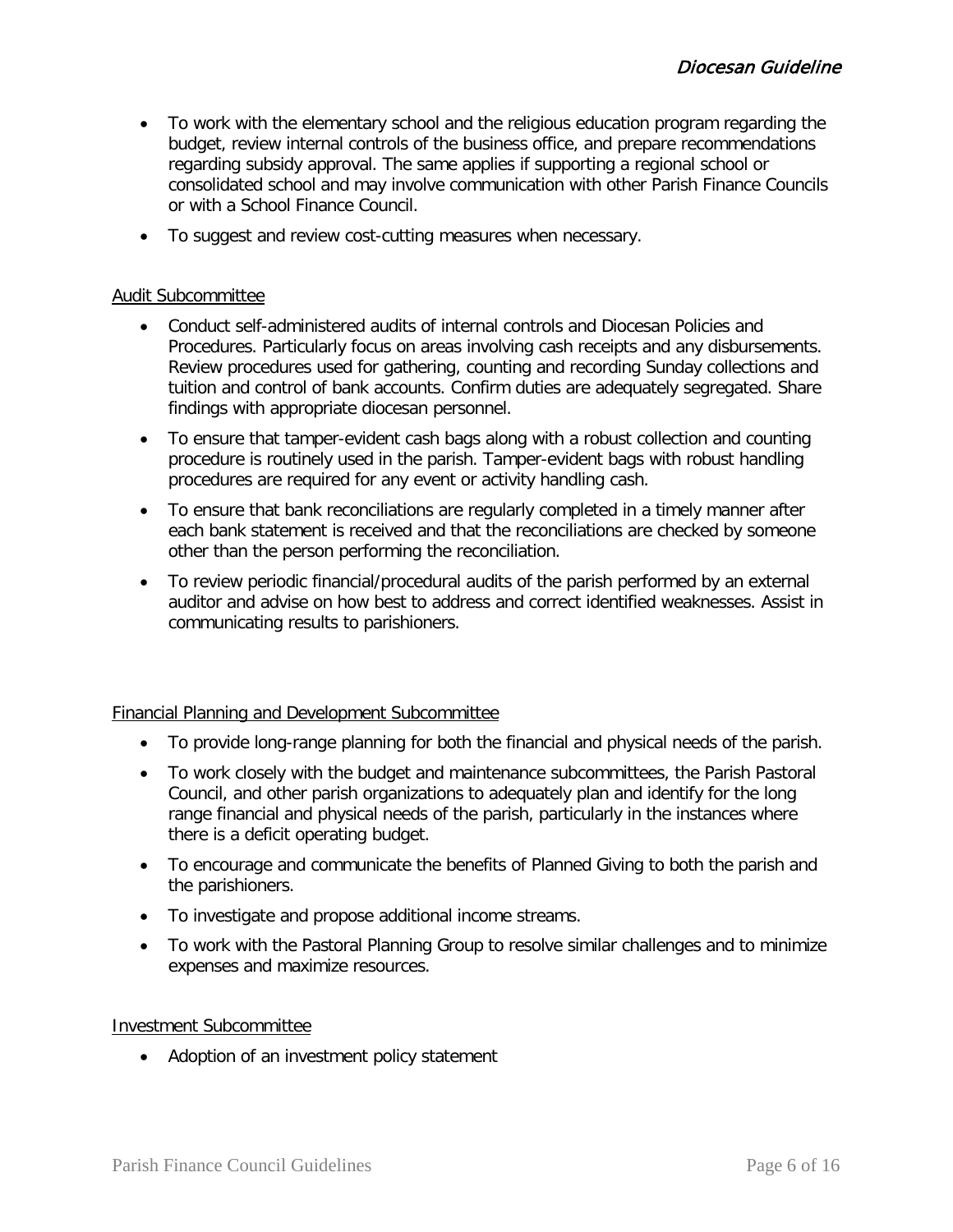- To work with the elementary school and the religious education program regarding the budget, review internal controls of the business office, and prepare recommendations regarding subsidy approval. The same applies if supporting a regional school or consolidated school and may involve communication with other Parish Finance Councils or with a School Finance Council.
- To suggest and review cost-cutting measures when necessary.

<u>Audit Subcommittee</u>

- Conduct self-administered audits of internal controls and Diocesan Policies and Procedures. Particularly focus on areas involving cash receipts and any disbursements. Review procedures used for gathering, counting and recording Sunday collections and tuition and control of bank accounts. Confirm duties are adequately segregated. Share findings with appropriate diocesan personnel.
- To ensure that tamper-evident cash bags along with a robust collection and counting procedure is routinely used in the parish. Tamper-evident bags with robust handling procedures are required for any event or activity handling cash.
- To ensure that bank reconciliations are regularly completed in a timely manner after each bank statement is received and that the reconciliations are checked by someone other than the person performing the reconciliation.
- To review periodic financial/procedural audits of the parish performed by an external auditor and advise on how best to address and correct identified weaknesses. Assist in communicating results to parishioners.

<u>Financial Planning and Development Subcommittee</u>

- To provide long-range planning for both the financial and physical needs of the parish.
- To work closely with the budget and maintenance subcommittees, the Parish Pastoral Council, and other parish organizations to adequately plan and identify for the long range financial and physical needs of the parish, particularly in the instances where there is a deficit operating budget.
- To encourage and communicate the benefits of Planned Giving to both the parish and the parishioners.
- To investigate and propose additional income streams.
- To work with the Pastoral Planning Group to resolve similar challenges and to minimize expenses and maximize resources.

<u>Investment Subcommittee</u>

- Adoption of an investment policy statement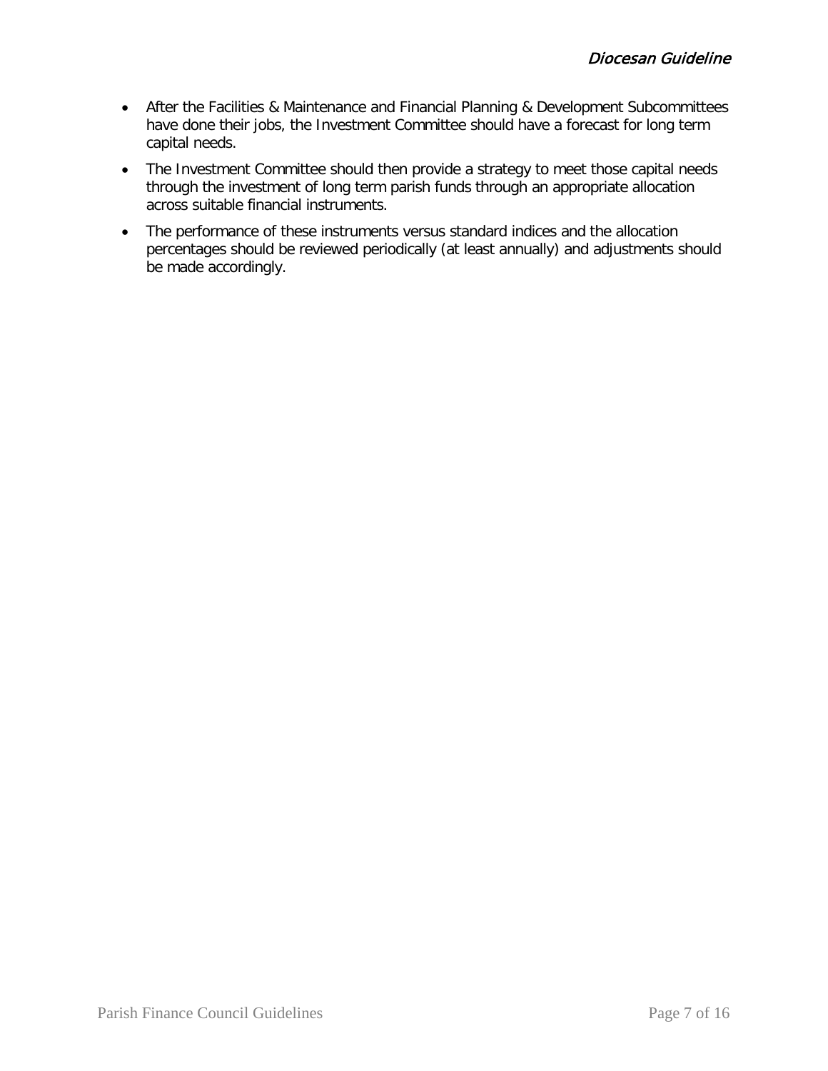- After the Facilities & Maintenance and Financial Planning & Development Subcommittees have done their jobs, the Investment Committee should have a forecast for long term capital needs.
- The Investment Committee should then provide a strategy to meet those capital needs through the investment of long term parish funds through an appropriate allocation across suitable financial instruments.
- The performance of these instruments versus standard indices and the allocation percentages should be reviewed periodically (at least annually) and adjustments should be made accordingly.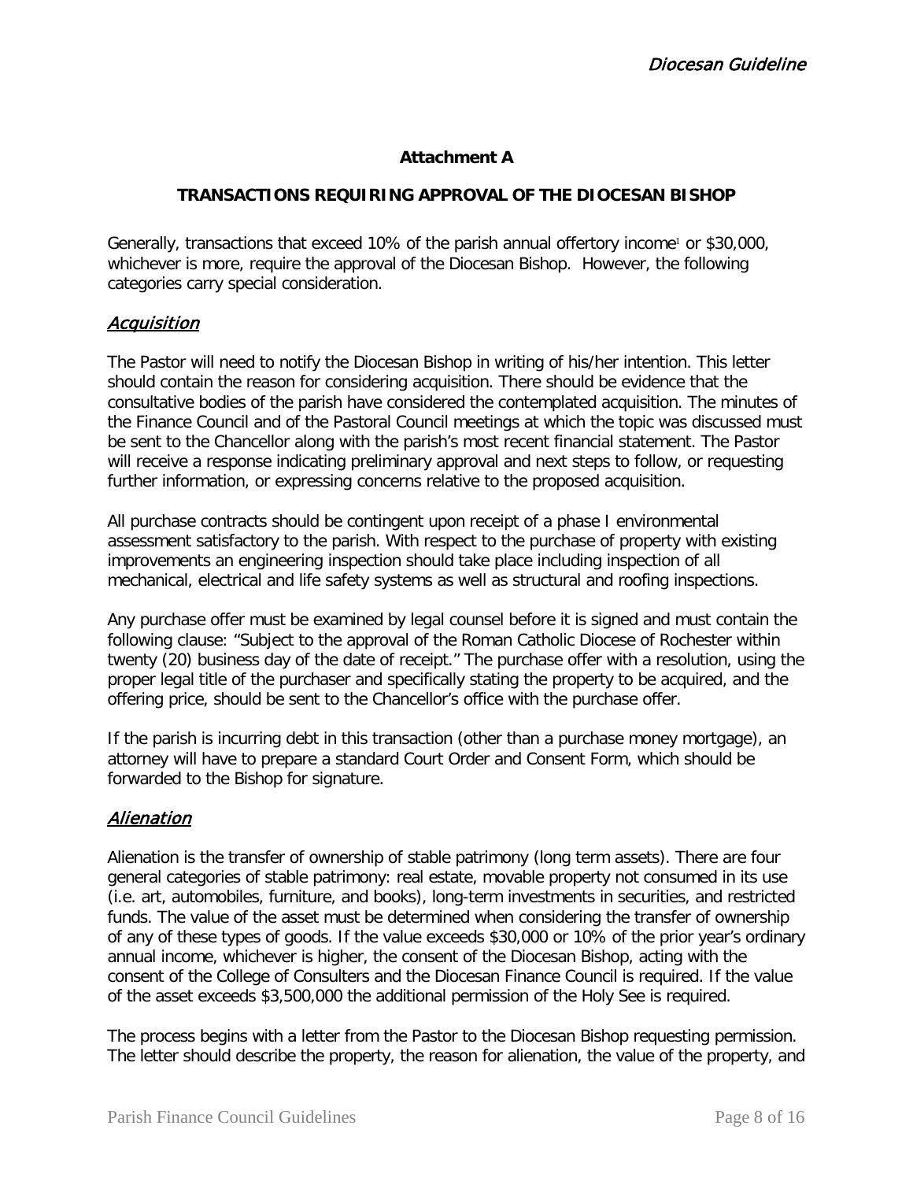**Attachment A**

**TRANSACTIONS REQUIRING APPROVAL OF THE DIOCESAN BISHOP**

Generally, transactions that exceed 10% of the parish annual offertory income[1] or $30,000, whichever is more, require the approval of the Diocesan Bishop. However, the following categories carry special consideration.

## *Acquisition*

The Pastor will need to notify the Diocesan Bishop in writing of his/her intention. This letter should contain the reason for considering acquisition. There should be evidence that the consultative bodies of the parish have considered the contemplated acquisition. The minutes of the Finance Council and of the Pastoral Council meetings at which the topic was discussed must be sent to the Chancellor along with the parish's most recent financial statement. The Pastor will receive a response indicating preliminary approval and next steps to follow, or requesting further information, or expressing concerns relative to the proposed acquisition.

All purchase contracts should be contingent upon receipt of a phase I environmental assessment satisfactory to the parish. With respect to the purchase of property with existing improvements an engineering inspection should take place including inspection of all mechanical, electrical and life safety systems as well as structural and roofing inspections.

Any purchase offer must be examined by legal counsel before it is signed and must contain the following clause: "Subject to the approval of the Roman Catholic Diocese of Rochester within twenty (20) business day of the date of receipt." The purchase offer with a resolution, using the proper legal title of the purchaser and specifically stating the property to be acquired, and the offering price, should be sent to the Chancellor's office with the purchase offer.

If the parish is incurring debt in this transaction (other than a purchase money mortgage), an attorney will have to prepare a standard Court Order and Consent Form, which should be forwarded to the Bishop for signature.

## *Alienation*

Alienation is the transfer of ownership of stable patrimony (long term assets). There are four general categories of stable patrimony: real estate, movable property not consumed in its use (i.e. art, automobiles, furniture, and books), long-term investments in securities, and restricted funds. The value of the asset must be determined when considering the transfer of ownership of any of these types of goods. If the value exceeds $30,000 or 10% of the prior year's ordinary annual income, whichever is higher, the consent of the Diocesan Bishop, acting with the consent of the College of Consulters and the Diocesan Finance Council is required. If the value of the asset exceeds $3,500,000 the additional permission of the Holy See is required.

The process begins with a letter from the Pastor to the Diocesan Bishop requesting permission. The letter should describe the property, the reason for alienation, the value of the property, and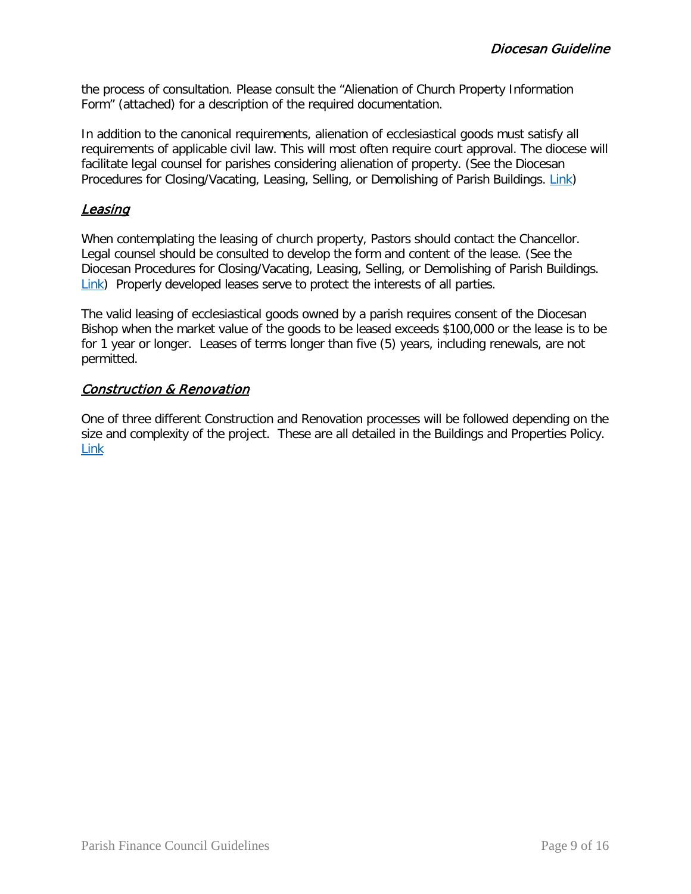the process of consultation. Please consult the "Alienation of Church Property Information Form" (attached) for a description of the required documentation.

In addition to the canonical requirements, alienation of ecclesiastical goods must satisfy all requirements of applicable civil law. This will most often require court approval. The diocese will facilitate legal counsel for parishes considering alienation of property. (See the Diocesan Procedures for Closing/Vacating, Leasing, Selling, or Demolishing of Parish Buildings. Link)

## *Leasing*

When contemplating the leasing of church property, Pastors should contact the Chancellor. Legal counsel should be consulted to develop the form and content of the lease. (See the Diocesan Procedures for Closing/Vacating, Leasing, Selling, or Demolishing of Parish Buildings. Link) Properly developed leases serve to protect the interests of all parties.

The valid leasing of ecclesiastical goods owned by a parish requires consent of the Diocesan Bishop when the market value of the goods to be leased exceeds $100,000 or the lease is to be for 1 year or longer. Leases of terms longer than five (5) years, including renewals, are not permitted.

## *Construction & Renovation*

One of three different Construction and Renovation processes will be followed depending on the size and complexity of the project. These are all detailed in the Buildings and Properties Policy. Link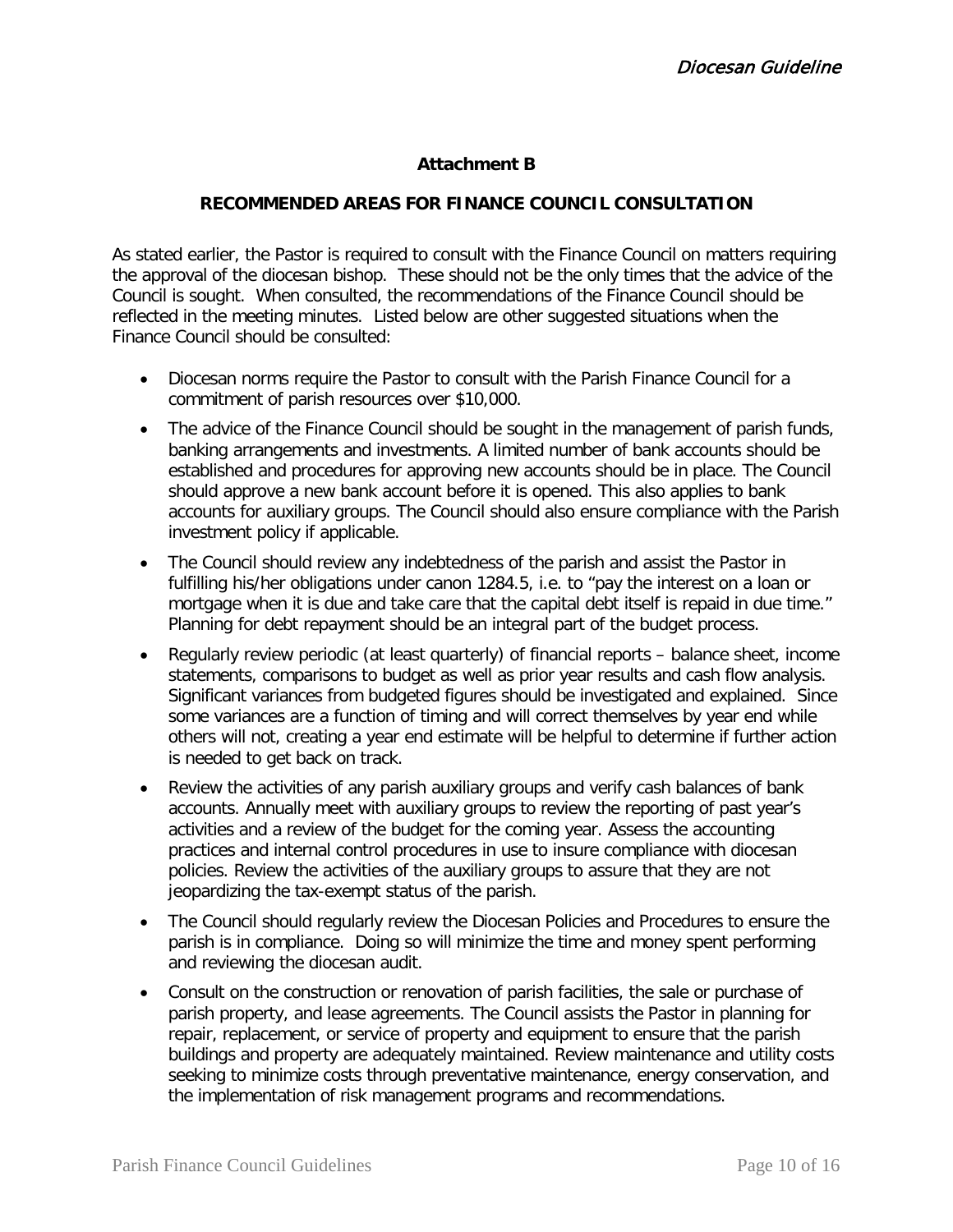## Attachment B

## RECOMMENDED AREAS FOR FINANCE COUNCIL CONSULTATION

As stated earlier, the Pastor is required to consult with the Finance Council on matters requiring the approval of the diocesan bishop. These should not be the only times that the advice of the Council is sought. When consulted, the recommendations of the Finance Council should be reflected in the meeting minutes. Listed below are other suggested situations when the Finance Council should be consulted:

- Diocesan norms require the Pastor to consult with the Parish Finance Council for a commitment of parish resources over $10,000.
- The advice of the Finance Council should be sought in the management of parish funds, banking arrangements and investments. A limited number of bank accounts should be established and procedures for approving new accounts should be in place. The Council should approve a new bank account before it is opened. This also applies to bank accounts for auxiliary groups. The Council should also ensure compliance with the Parish investment policy if applicable.
- The Council should review any indebtedness of the parish and assist the Pastor in fulfilling his/her obligations under canon 1284.5, i.e. to "pay the interest on a loan or mortgage when it is due and take care that the capital debt itself is repaid in due time." Planning for debt repayment should be an integral part of the budget process.
- Regularly review periodic (at least quarterly) of financial reports – balance sheet, income statements, comparisons to budget as well as prior year results and cash flow analysis. Significant variances from budgeted figures should be investigated and explained. Since some variances are a function of timing and will correct themselves by year end while others will not, creating a year end estimate will be helpful to determine if further action is needed to get back on track.
- Review the activities of any parish auxiliary groups and verify cash balances of bank accounts. Annually meet with auxiliary groups to review the reporting of past year's activities and a review of the budget for the coming year. Assess the accounting practices and internal control procedures in use to insure compliance with diocesan policies. Review the activities of the auxiliary groups to assure that they are not jeopardizing the tax-exempt status of the parish.
- The Council should regularly review the Diocesan Policies and Procedures to ensure the parish is in compliance. Doing so will minimize the time and money spent performing and reviewing the diocesan audit.
- Consult on the construction or renovation of parish facilities, the sale or purchase of parish property, and lease agreements. The Council assists the Pastor in planning for repair, replacement, or service of property and equipment to ensure that the parish buildings and property are adequately maintained. Review maintenance and utility costs seeking to minimize costs through preventative maintenance, energy conservation, and the implementation of risk management programs and recommendations.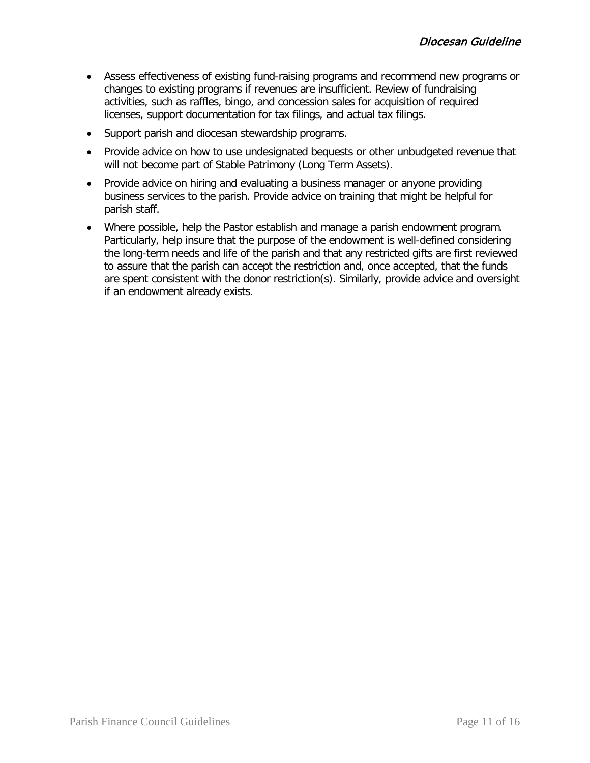- Assess effectiveness of existing fund-raising programs and recommend new programs or changes to existing programs if revenues are insufficient. Review of fundraising activities, such as raffles, bingo, and concession sales for acquisition of required licenses, support documentation for tax filings, and actual tax filings.
- Support parish and diocesan stewardship programs.
- Provide advice on how to use undesignated bequests or other unbudgeted revenue that will not become part of Stable Patrimony (Long Term Assets).
- Provide advice on hiring and evaluating a business manager or anyone providing business services to the parish. Provide advice on training that might be helpful for parish staff.
- Where possible, help the Pastor establish and manage a parish endowment program. Particularly, help insure that the purpose of the endowment is well-defined considering the long-term needs and life of the parish and that any restricted gifts are first reviewed to assure that the parish can accept the restriction and, once accepted, that the funds are spent consistent with the donor restriction(s). Similarly, provide advice and oversight if an endowment already exists.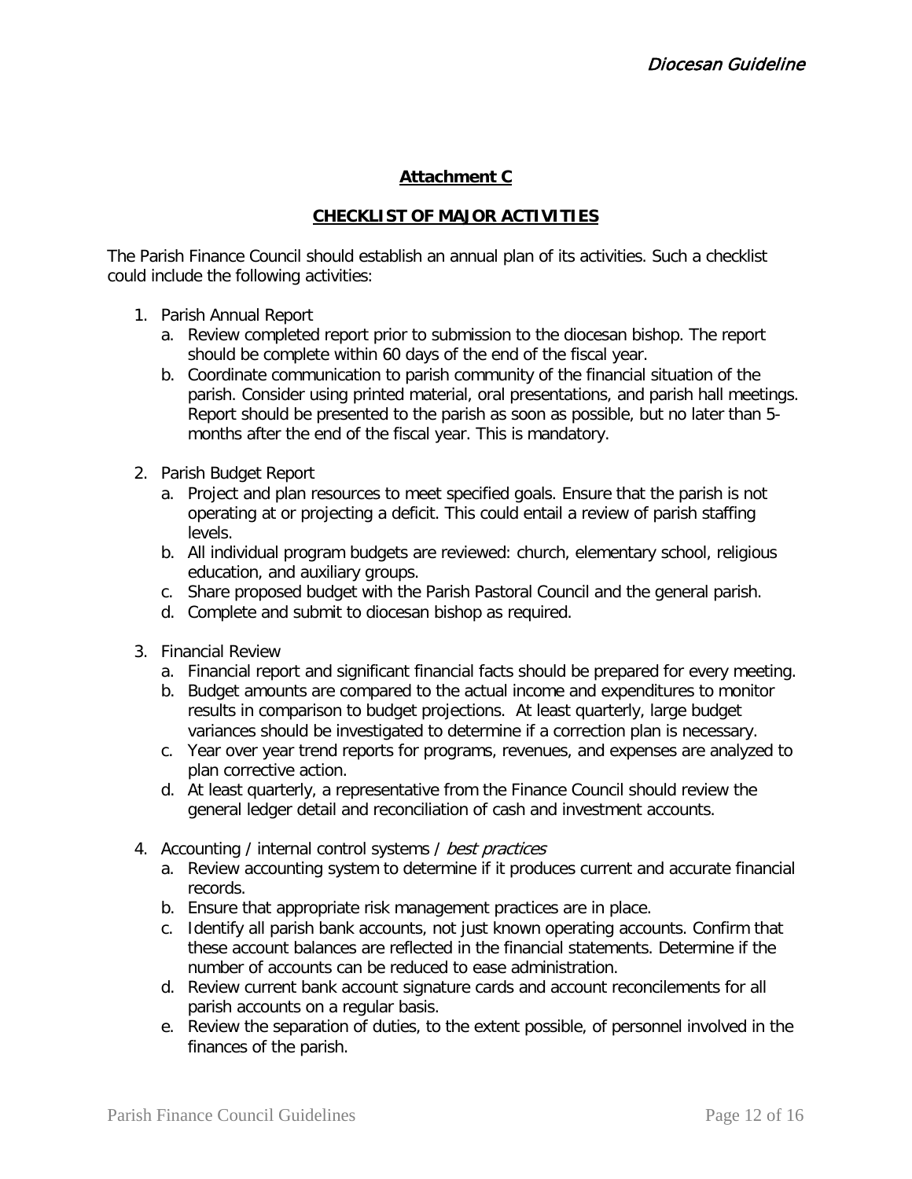**Attachment C**

**CHECKLIST OF MAJOR ACTIVITIES**

The Parish Finance Council should establish an annual plan of its activities. Such a checklist could include the following activities:

1. Parish Annual Report
   a. Review completed report prior to submission to the diocesan bishop. The report should be complete within 60 days of the end of the fiscal year.
   b. Coordinate communication to parish community of the financial situation of the parish. Consider using printed material, oral presentations, and parish hall meetings. Report should be presented to the parish as soon as possible, but no later than 5-months after the end of the fiscal year. This is mandatory.

2. Parish Budget Report
   a. Project and plan resources to meet specified goals. Ensure that the parish is not operating at or projecting a deficit. This could entail a review of parish staffing levels.
   b. All individual program budgets are reviewed: church, elementary school, religious education, and auxiliary groups.
   c. Share proposed budget with the Parish Pastoral Council and the general parish.
   d. Complete and submit to diocesan bishop as required.

3. Financial Review
   a. Financial report and significant financial facts should be prepared for every meeting.
   b. Budget amounts are compared to the actual income and expenditures to monitor results in comparison to budget projections. At least quarterly, large budget variances should be investigated to determine if a correction plan is necessary.
   c. Year over year trend reports for programs, revenues, and expenses are analyzed to plan corrective action.
   d. At least quarterly, a representative from the Finance Council should review the general ledger detail and reconciliation of cash and investment accounts.

4. Accounting / internal control systems / *best practices*
   a. Review accounting system to determine if it produces current and accurate financial records.
   b. Ensure that appropriate risk management practices are in place.
   c. Identify all parish bank accounts, not just known operating accounts. Confirm that these account balances are reflected in the financial statements. Determine if the number of accounts can be reduced to ease administration.
   d. Review current bank account signature cards and account reconcilements for all parish accounts on a regular basis.
   e. Review the separation of duties, to the extent possible, of personnel involved in the finances of the parish.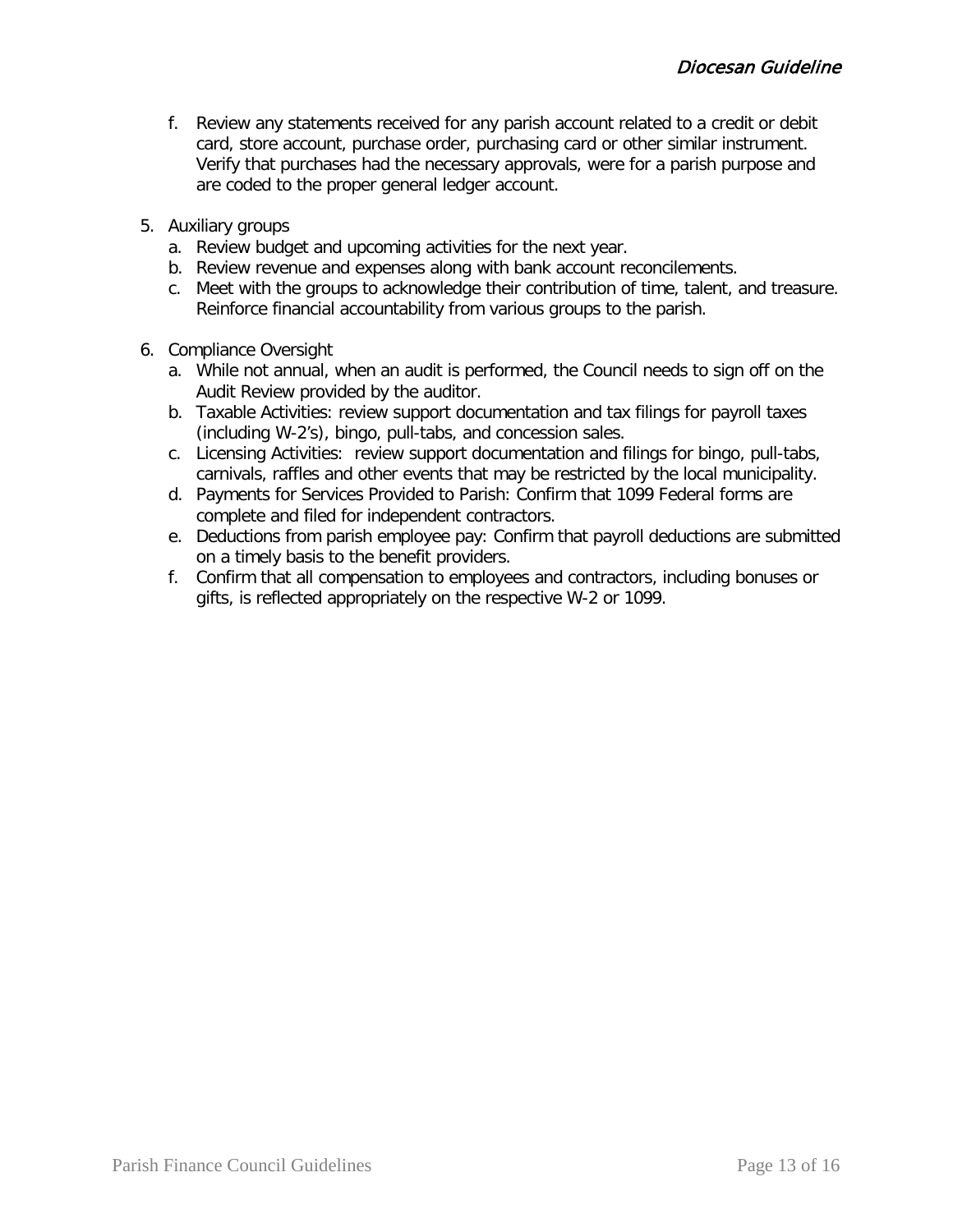f. Review any statements received for any parish account related to a credit or debit card, store account, purchase order, purchasing card or other similar instrument. Verify that purchases had the necessary approvals, were for a parish purpose and are coded to the proper general ledger account.

5. Auxiliary groups
   a. Review budget and upcoming activities for the next year.
   b. Review revenue and expenses along with bank account reconcilements.
   c. Meet with the groups to acknowledge their contribution of time, talent, and treasure. Reinforce financial accountability from various groups to the parish.

6. Compliance Oversight
   a. While not annual, when an audit is performed, the Council needs to sign off on the Audit Review provided by the auditor.
   b. Taxable Activities: review support documentation and tax filings for payroll taxes (including W-2's), bingo, pull-tabs, and concession sales.
   c. Licensing Activities: review support documentation and filings for bingo, pull-tabs, carnivals, raffles and other events that may be restricted by the local municipality.
   d. Payments for Services Provided to Parish: Confirm that 1099 Federal forms are complete and filed for independent contractors.
   e. Deductions from parish employee pay: Confirm that payroll deductions are submitted on a timely basis to the benefit providers.
   f. Confirm that all compensation to employees and contractors, including bonuses or gifts, is reflected appropriately on the respective W-2 or 1099.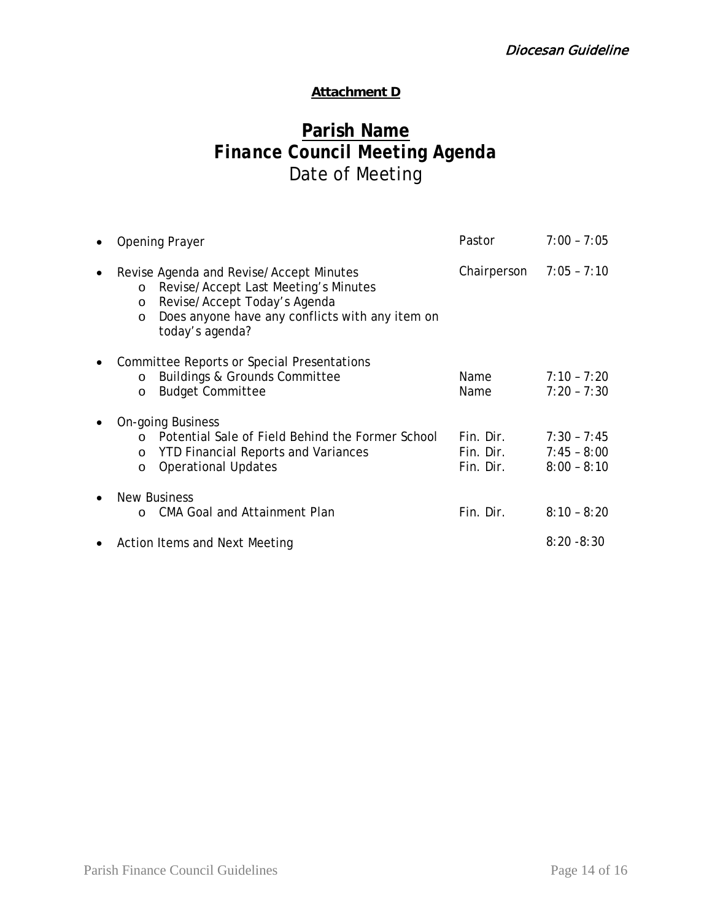**Attachment D**

# Parish Name
## *Finance Council Meeting Agenda*
Date of Meeting

| Item | Presenter | Time |
|---|---|---|
| • Opening Prayer | Pastor | 7:00 – 7:05 |
| • Revise Agenda and Revise/Accept Minutes | Chairperson | 7:05 – 7:10 |
| &nbsp;&nbsp;&nbsp;&nbsp;o Revise/Accept Last Meeting's Minutes | | |
| &nbsp;&nbsp;&nbsp;&nbsp;o Revise/Accept Today's Agenda | | |
| &nbsp;&nbsp;&nbsp;&nbsp;o Does anyone have any conflicts with any item on today's agenda? | | |
| • Committee Reports or Special Presentations | | |
| &nbsp;&nbsp;&nbsp;&nbsp;o Buildings & Grounds Committee | Name | 7:10 – 7:20 |
| &nbsp;&nbsp;&nbsp;&nbsp;o Budget Committee | Name | 7:20 – 7:30 |
| • On-going Business | | |
| &nbsp;&nbsp;&nbsp;&nbsp;o Potential Sale of Field Behind the Former School | Fin. Dir. | 7:30 – 7:45 |
| &nbsp;&nbsp;&nbsp;&nbsp;o YTD Financial Reports and Variances | Fin. Dir. | 7:45 – 8:00 |
| &nbsp;&nbsp;&nbsp;&nbsp;o Operational Updates | Fin. Dir. | 8:00 – 8:10 |
| • New Business | | |
| &nbsp;&nbsp;&nbsp;&nbsp;o CMA Goal and Attainment Plan | Fin. Dir. | 8:10 – 8:20 |
| • Action Items and Next Meeting | | 8:20 -8:30 |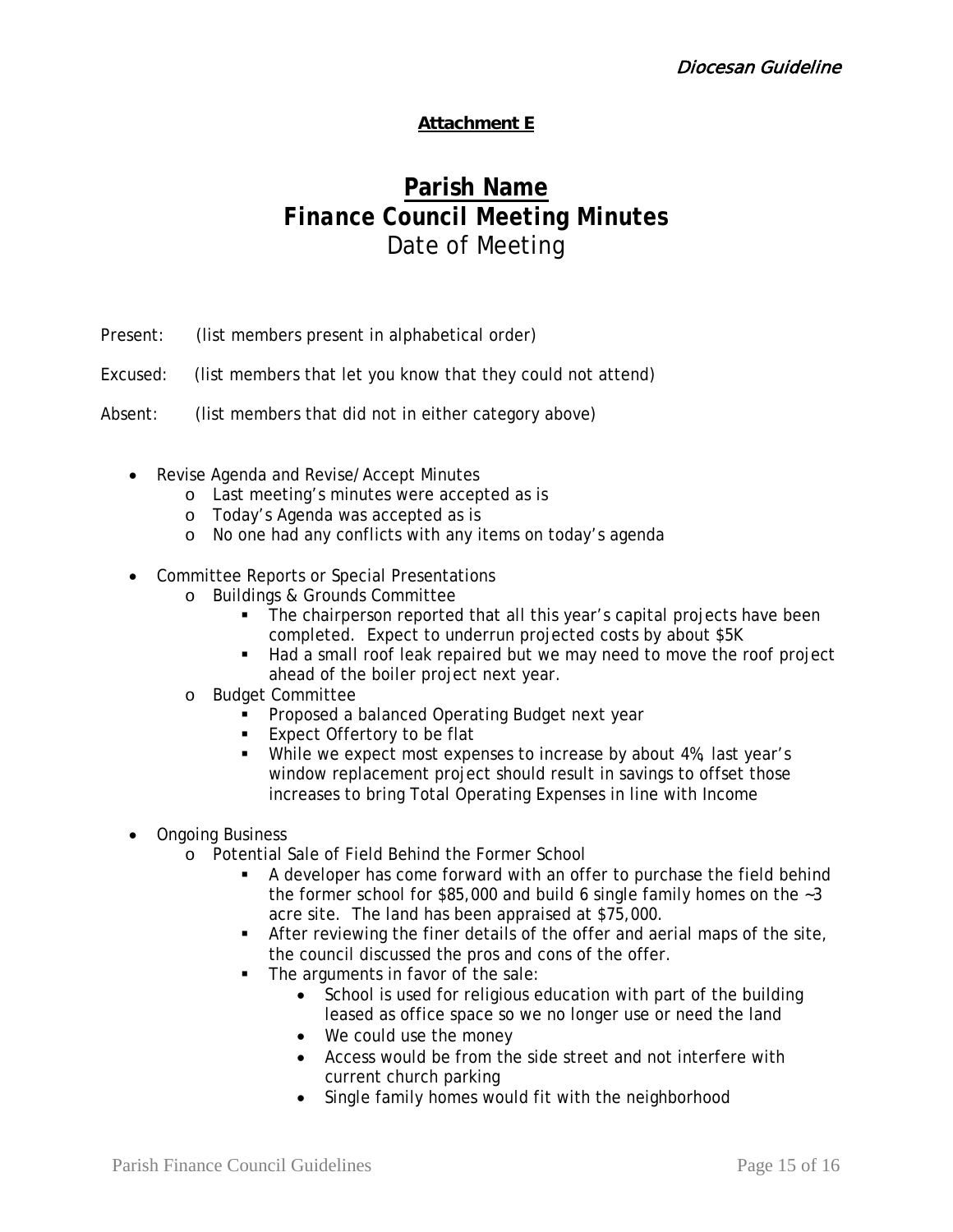**Attachment E**

# Parish Name

## *Finance Council Meeting Minutes*

Date of Meeting

Present: (list members present in alphabetical order)

Excused: (list members that let you know that they could not attend)

Absent: (list members that did not in either category above)

- Revise Agenda and Revise/Accept Minutes
  - Last meeting's minutes were accepted as is
  - Today's Agenda was accepted as is
  - No one had any conflicts with any items on today's agenda
- Committee Reports or Special Presentations
  - Buildings & Grounds Committee
    - The chairperson reported that all this year's capital projects have been completed. Expect to underrun projected costs by about $5K
    - Had a small roof leak repaired but we may need to move the roof project ahead of the boiler project next year.
  - Budget Committee
    - Proposed a balanced Operating Budget next year
    - Expect Offertory to be flat
    - While we expect most expenses to increase by about 4%, last year's window replacement project should result in savings to offset those increases to bring Total Operating Expenses in line with Income
- Ongoing Business
  - Potential Sale of Field Behind the Former School
    - A developer has come forward with an offer to purchase the field behind the former school for $85,000 and build 6 single family homes on the ~3 acre site. The land has been appraised at $75,000.
    - After reviewing the finer details of the offer and aerial maps of the site, the council discussed the pros and cons of the offer.
    - The arguments in favor of the sale:
      - School is used for religious education with part of the building leased as office space so we no longer use or need the land
      - We could use the money
      - Access would be from the side street and not interfere with current church parking
      - Single family homes would fit with the neighborhood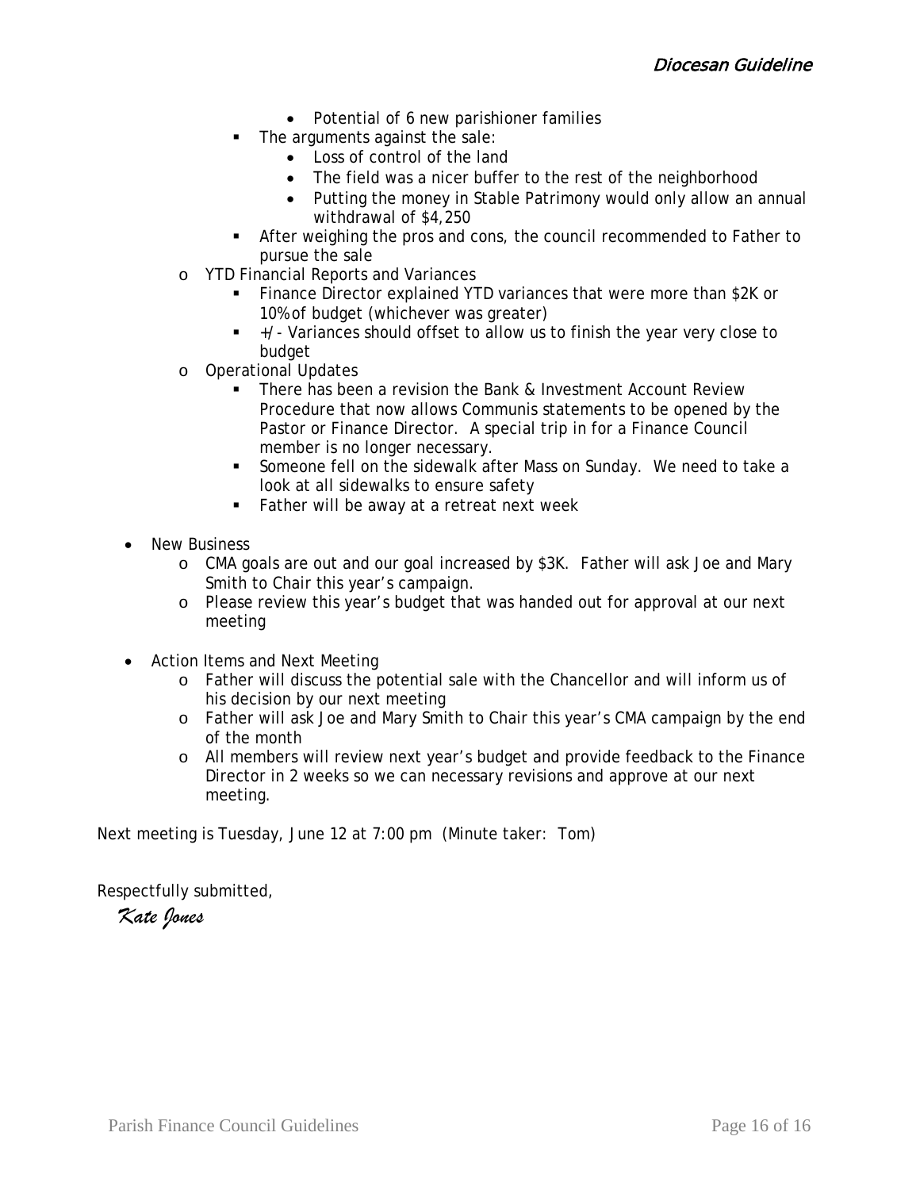- Potential of 6 new parishioner families
        - The arguments against the sale:
            - Loss of control of the land
            - The field was a nicer buffer to the rest of the neighborhood
            - Putting the money in Stable Patrimony would only allow an annual withdrawal of $4,250
        - After weighing the pros and cons, the council recommended to Father to pursue the sale
    - YTD Financial Reports and Variances
        - Finance Director explained YTD variances that were more than $2K or 10% of budget (whichever was greater)
        - +/- Variances should offset to allow us to finish the year very close to budget
    - Operational Updates
        - There has been a revision the Bank & Investment Account Review Procedure that now allows Communis statements to be opened by the Pastor or Finance Director. A special trip in for a Finance Council member is no longer necessary.
        - Someone fell on the sidewalk after Mass on Sunday. We need to take a look at all sidewalks to ensure safety
        - Father will be away at a retreat next week

- New Business
    - CMA goals are out and our goal increased by $3K. Father will ask Joe and Mary Smith to Chair this year's campaign.
    - Please review this year's budget that was handed out for approval at our next meeting

- Action Items and Next Meeting
    - Father will discuss the potential sale with the Chancellor and will inform us of his decision by our next meeting
    - Father will ask Joe and Mary Smith to Chair this year's CMA campaign by the end of the month
    - All members will review next year's budget and provide feedback to the Finance Director in 2 weeks so we can necessary revisions and approve at our next meeting.

Next meeting is Tuesday, June 12 at 7:00 pm (Minute taker: Tom)

Respectfully submitted,

*Kate Jones*